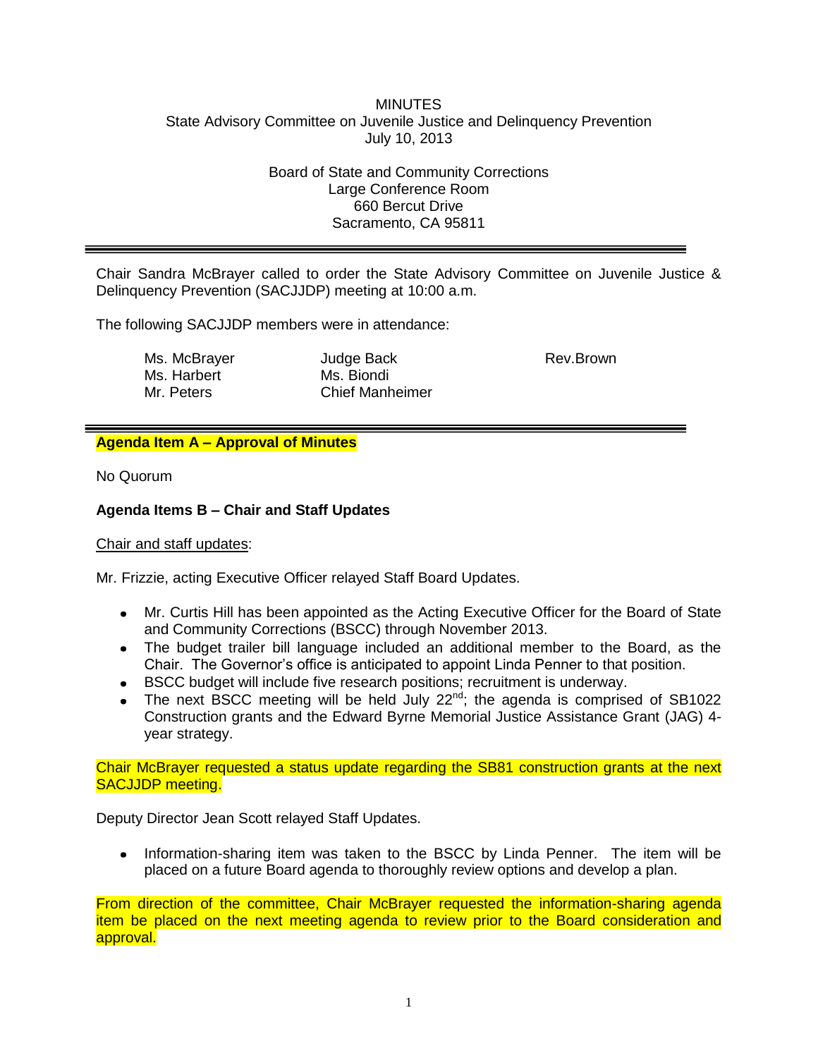MINUTES
State Advisory Committee on Juvenile Justice and Delinquency Prevention
July 10, 2013

Board of State and Community Corrections
Large Conference Room
660 Bercut Drive
Sacramento, CA 95811

---

Chair Sandra McBrayer called to order the State Advisory Committee on Juvenile Justice & Delinquency Prevention (SACJJDP) meeting at 10:00 a.m.

The following SACJJDP members were in attendance:

| | | |
|---|---|---|
| Ms. McBrayer | Judge Back | Rev.Brown |
| Ms. Harbert | Ms. Biondi | |
| Mr. Peters | Chief Manheimer | |

---

**Agenda Item A – Approval of Minutes**

No Quorum

**Agenda Items B – Chair and Staff Updates**

Chair and staff updates:

Mr. Frizzie, acting Executive Officer relayed Staff Board Updates.

- Mr. Curtis Hill has been appointed as the Acting Executive Officer for the Board of State and Community Corrections (BSCC) through November 2013.
- The budget trailer bill language included an additional member to the Board, as the Chair. The Governor's office is anticipated to appoint Linda Penner to that position.
- BSCC budget will include five research positions; recruitment is underway.
- The next BSCC meeting will be held July 22nd; the agenda is comprised of SB1022 Construction grants and the Edward Byrne Memorial Justice Assistance Grant (JAG) 4-year strategy.

Chair McBrayer requested a status update regarding the SB81 construction grants at the next SACJJDP meeting.

Deputy Director Jean Scott relayed Staff Updates.

- Information-sharing item was taken to the BSCC by Linda Penner. The item will be placed on a future Board agenda to thoroughly review options and develop a plan.

From direction of the committee, Chair McBrayer requested the information-sharing agenda item be placed on the next meeting agenda to review prior to the Board consideration and approval.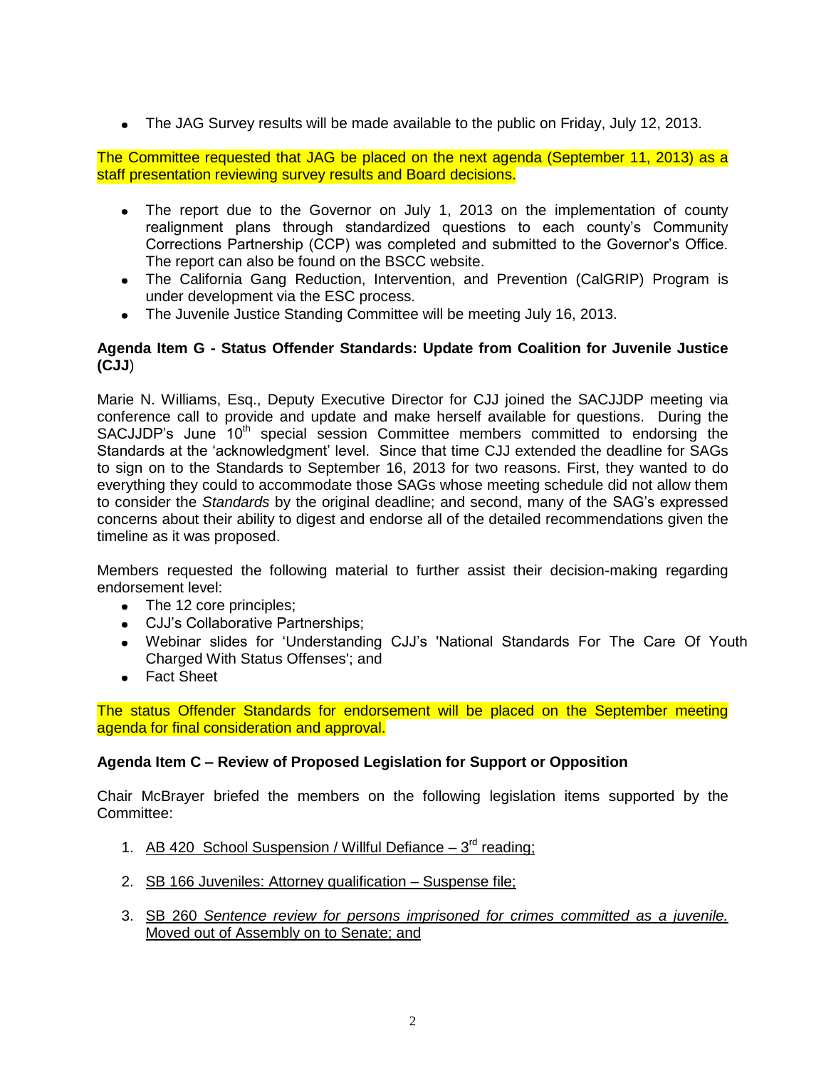- The JAG Survey results will be made available to the public on Friday, July 12, 2013.

The Committee requested that JAG be placed on the next agenda (September 11, 2013) as a staff presentation reviewing survey results and Board decisions.

- The report due to the Governor on July 1, 2013 on the implementation of county realignment plans through standardized questions to each county's Community Corrections Partnership (CCP) was completed and submitted to the Governor's Office. The report can also be found on the BSCC website.
- The California Gang Reduction, Intervention, and Prevention (CalGRIP) Program is under development via the ESC process.
- The Juvenile Justice Standing Committee will be meeting July 16, 2013.

**Agenda Item G - Status Offender Standards: Update from Coalition for Juvenile Justice (CJJ)**

Marie N. Williams, Esq., Deputy Executive Director for CJJ joined the SACJJDP meeting via conference call to provide and update and make herself available for questions. During the SACJJDP's June 10th special session Committee members committed to endorsing the Standards at the 'acknowledgment' level. Since that time CJJ extended the deadline for SAGs to sign on to the Standards to September 16, 2013 for two reasons. First, they wanted to do everything they could to accommodate those SAGs whose meeting schedule did not allow them to consider the *Standards* by the original deadline; and second, many of the SAG's expressed concerns about their ability to digest and endorse all of the detailed recommendations given the timeline as it was proposed.

Members requested the following material to further assist their decision-making regarding endorsement level:

- The 12 core principles;
- CJJ's Collaborative Partnerships;
- Webinar slides for 'Understanding CJJ's 'National Standards For The Care Of Youth Charged With Status Offenses'; and
- Fact Sheet

The status Offender Standards for endorsement will be placed on the September meeting agenda for final consideration and approval.

**Agenda Item C – Review of Proposed Legislation for Support or Opposition**

Chair McBrayer briefed the members on the following legislation items supported by the Committee:

1. AB 420 School Suspension / Willful Defiance – 3rd reading;
2. SB 166 Juveniles: Attorney qualification – Suspense file;
3. SB 260 *Sentence review for persons imprisoned for crimes committed as a juvenile.* Moved out of Assembly on to Senate; and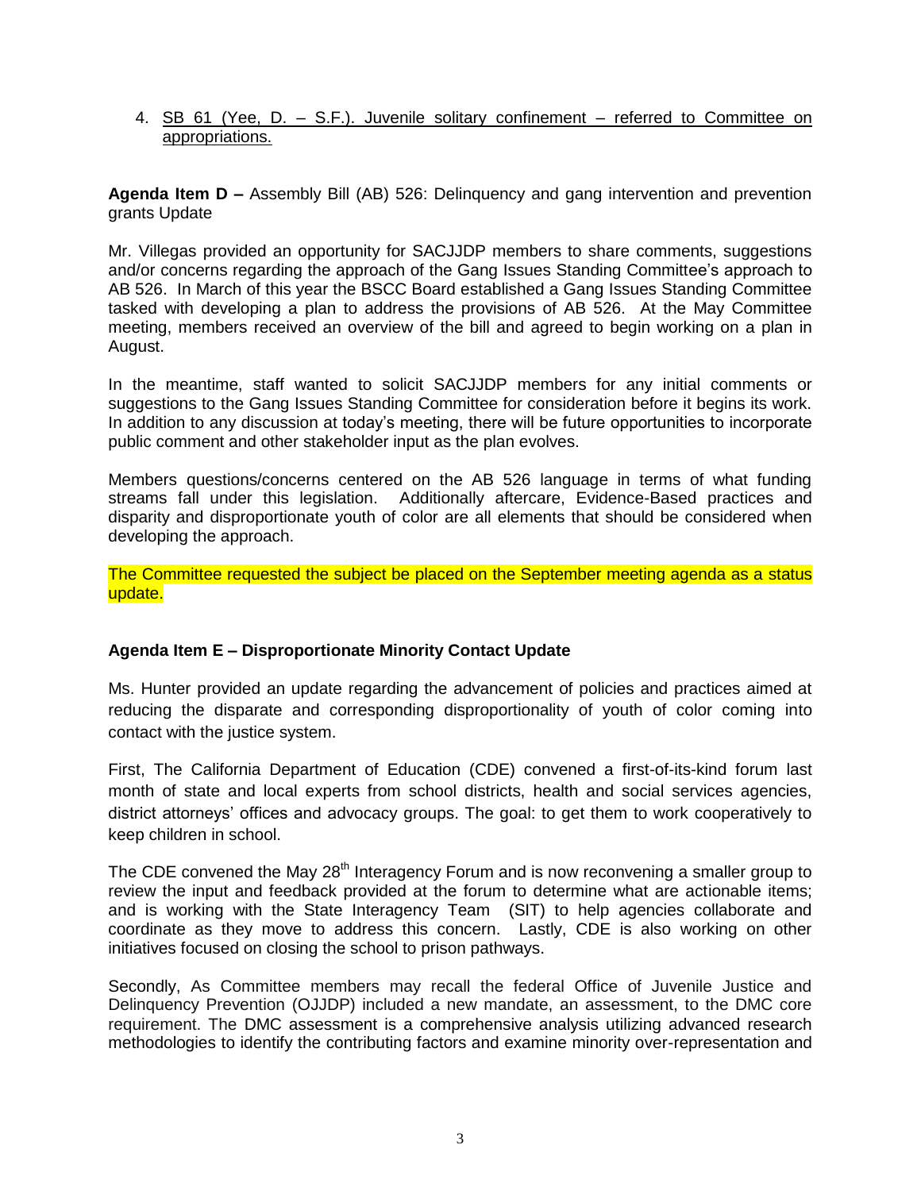4. SB 61 (Yee, D. – S.F.). Juvenile solitary confinement – referred to Committee on appropriations.

**Agenda Item D –** Assembly Bill (AB) 526: Delinquency and gang intervention and prevention grants Update

Mr. Villegas provided an opportunity for SACJJDP members to share comments, suggestions and/or concerns regarding the approach of the Gang Issues Standing Committee's approach to AB 526. In March of this year the BSCC Board established a Gang Issues Standing Committee tasked with developing a plan to address the provisions of AB 526. At the May Committee meeting, members received an overview of the bill and agreed to begin working on a plan in August.

In the meantime, staff wanted to solicit SACJJDP members for any initial comments or suggestions to the Gang Issues Standing Committee for consideration before it begins its work. In addition to any discussion at today's meeting, there will be future opportunities to incorporate public comment and other stakeholder input as the plan evolves.

Members questions/concerns centered on the AB 526 language in terms of what funding streams fall under this legislation. Additionally aftercare, Evidence-Based practices and disparity and disproportionate youth of color are all elements that should be considered when developing the approach.

The Committee requested the subject be placed on the September meeting agenda as a status update.

**Agenda Item E – Disproportionate Minority Contact Update**

Ms. Hunter provided an update regarding the advancement of policies and practices aimed at reducing the disparate and corresponding disproportionality of youth of color coming into contact with the justice system.

First, The California Department of Education (CDE) convened a first-of-its-kind forum last month of state and local experts from school districts, health and social services agencies, district attorneys' offices and advocacy groups. The goal: to get them to work cooperatively to keep children in school.

The CDE convened the May 28th Interagency Forum and is now reconvening a smaller group to review the input and feedback provided at the forum to determine what are actionable items; and is working with the State Interagency Team (SIT) to help agencies collaborate and coordinate as they move to address this concern. Lastly, CDE is also working on other initiatives focused on closing the school to prison pathways.

Secondly, As Committee members may recall the federal Office of Juvenile Justice and Delinquency Prevention (OJJDP) included a new mandate, an assessment, to the DMC core requirement. The DMC assessment is a comprehensive analysis utilizing advanced research methodologies to identify the contributing factors and examine minority over-representation and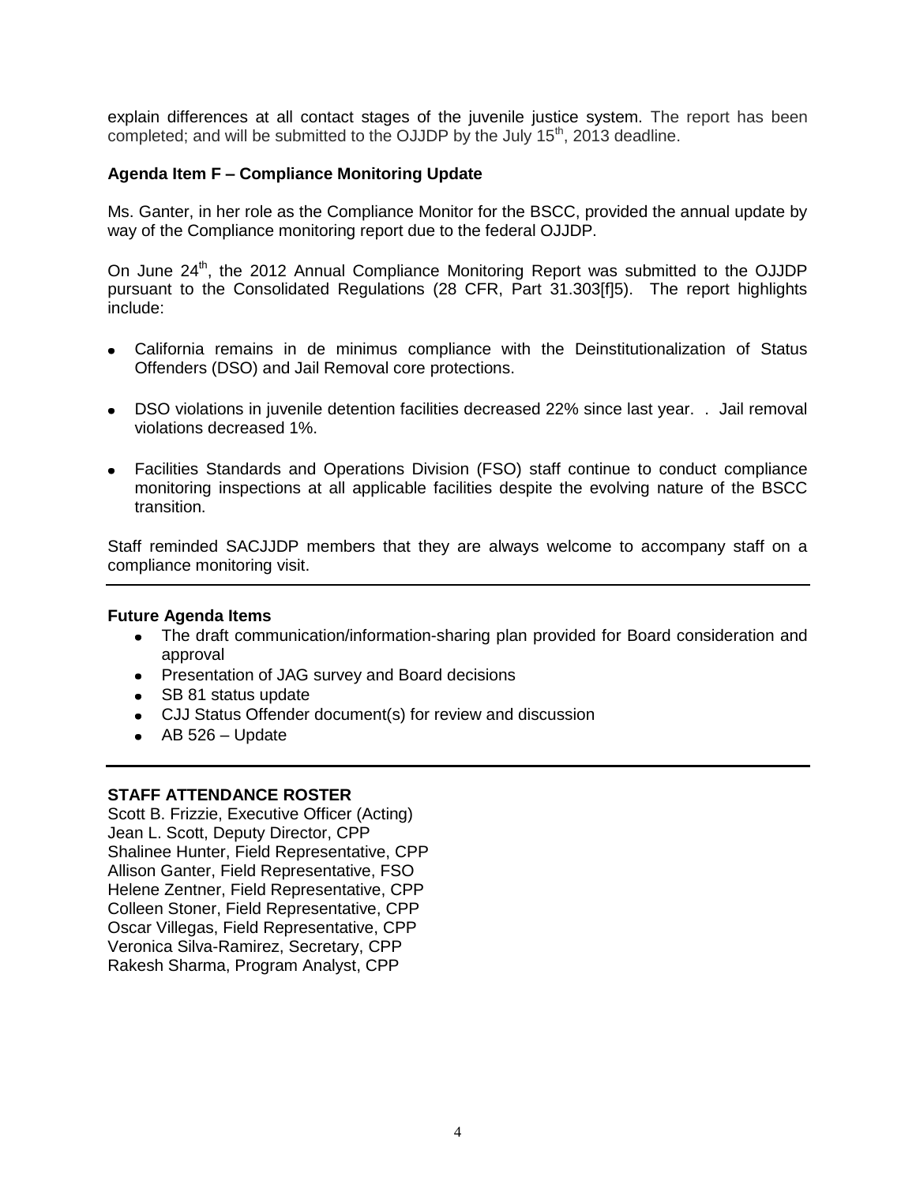explain differences at all contact stages of the juvenile justice system. The report has been completed; and will be submitted to the OJJDP by the July 15th, 2013 deadline.

**Agenda Item F – Compliance Monitoring Update**

Ms. Ganter, in her role as the Compliance Monitor for the BSCC, provided the annual update by way of the Compliance monitoring report due to the federal OJJDP.

On June 24th, the 2012 Annual Compliance Monitoring Report was submitted to the OJJDP pursuant to the Consolidated Regulations (28 CFR, Part 31.303[f]5). The report highlights include:

- California remains in de minimus compliance with the Deinstitutionalization of Status Offenders (DSO) and Jail Removal core protections.
- DSO violations in juvenile detention facilities decreased 22% since last year. . Jail removal violations decreased 1%.
- Facilities Standards and Operations Division (FSO) staff continue to conduct compliance monitoring inspections at all applicable facilities despite the evolving nature of the BSCC transition.

Staff reminded SACJJDP members that they are always welcome to accompany staff on a compliance monitoring visit.

---

**Future Agenda Items**

- The draft communication/information-sharing plan provided for Board consideration and approval
- Presentation of JAG survey and Board decisions
- SB 81 status update
- CJJ Status Offender document(s) for review and discussion
- AB 526 – Update

---

**STAFF ATTENDANCE ROSTER**

Scott B. Frizzie, Executive Officer (Acting)
Jean L. Scott, Deputy Director, CPP
Shalinee Hunter, Field Representative, CPP
Allison Ganter, Field Representative, FSO
Helene Zentner, Field Representative, CPP
Colleen Stoner, Field Representative, CPP
Oscar Villegas, Field Representative, CPP
Veronica Silva-Ramirez, Secretary, CPP
Rakesh Sharma, Program Analyst, CPP